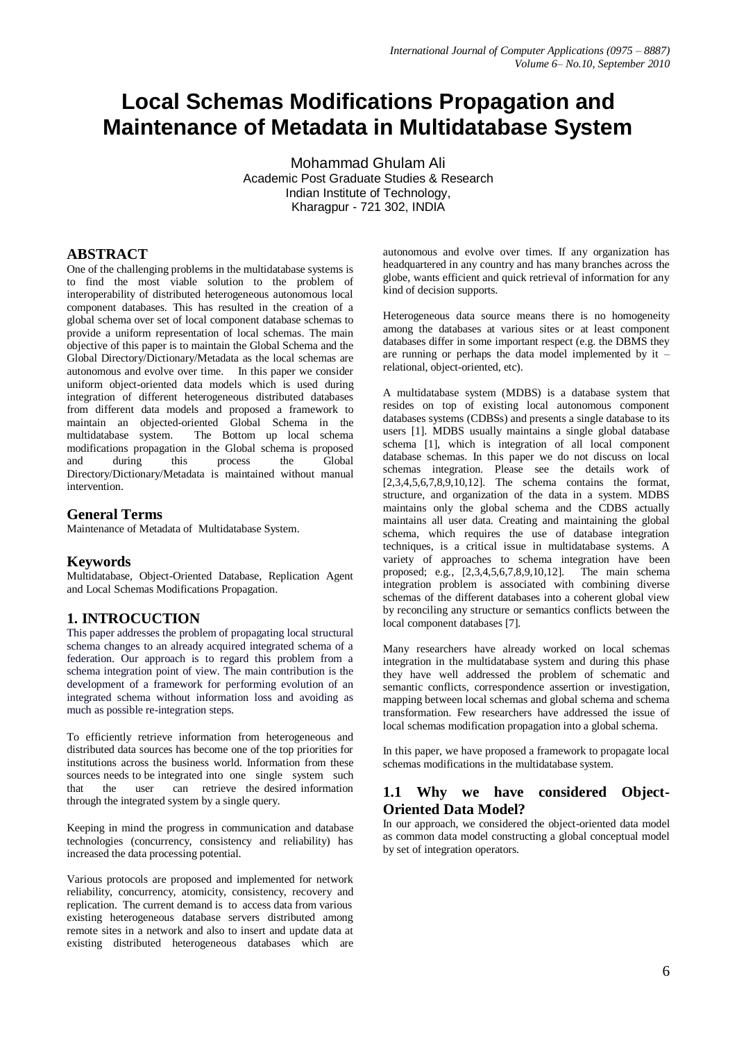# Local Schemas Modifications Propagation and Maintenance of Metadata in Multidatabase System

Mohammad Ghulam Ali
Academic Post Graduate Studies & Research
Indian Institute of Technology,
Kharagpur - 721 302, INDIA

## ABSTRACT

One of the challenging problems in the multidatabase systems is to find the most viable solution to the problem of interoperability of distributed heterogeneous autonomous local component databases. This has resulted in the creation of a global schema over set of local component database schemas to provide a uniform representation of local schemas. The main objective of this paper is to maintain the Global Schema and the Global Directory/Dictionary/Metadata as the local schemas are autonomous and evolve over time. In this paper we consider uniform object-oriented data models which is used during integration of different heterogeneous distributed databases from different data models and proposed a framework to maintain an objected-oriented Global Schema in the multidatabase system. The Bottom up local schema modifications propagation in the Global schema is proposed and during this process the Global Directory/Dictionary/Metadata is maintained without manual intervention.

## General Terms

Maintenance of Metadata of Multidatabase System.

## Keywords

Multidatabase, Object-Oriented Database, Replication Agent and Local Schemas Modifications Propagation.

## 1. INTROCUCTION

This paper addresses the problem of propagating local structural schema changes to an already acquired integrated schema of a federation. Our approach is to regard this problem from a schema integration point of view. The main contribution is the development of a framework for performing evolution of an integrated schema without information loss and avoiding as much as possible re-integration steps.

To efficiently retrieve information from heterogeneous and distributed data sources has become one of the top priorities for institutions across the business world. Information from these sources needs to be integrated into one single system such that the user can retrieve the desired information through the integrated system by a single query.

Keeping in mind the progress in communication and database technologies (concurrency, consistency and reliability) has increased the data processing potential.

Various protocols are proposed and implemented for network reliability, concurrency, atomicity, consistency, recovery and replication. The current demand is to access data from various existing heterogeneous database servers distributed among remote sites in a network and also to insert and update data at existing distributed heterogeneous databases which are autonomous and evolve over times. If any organization has headquartered in any country and has many branches across the globe, wants efficient and quick retrieval of information for any kind of decision supports.

Heterogeneous data source means there is no homogeneity among the databases at various sites or at least component databases differ in some important respect (e.g. the DBMS they are running or perhaps the data model implemented by it – relational, object-oriented, etc).

A multidatabase system (MDBS) is a database system that resides on top of existing local autonomous component databases systems (CDBSs) and presents a single database to its users [1]. MDBS usually maintains a single global database schema [1], which is integration of all local component database schemas. In this paper we do not discuss on local schemas integration. Please see the details work of [2,3,4,5,6,7,8,9,10,12]. The schema contains the format, structure, and organization of the data in a system. MDBS maintains only the global schema and the CDBS actually maintains all user data. Creating and maintaining the global schema, which requires the use of database integration techniques, is a critical issue in multidatabase systems. A variety of approaches to schema integration have been proposed; e.g., [2,3,4,5,6,7,8,9,10,12]. The main schema integration problem is associated with combining diverse schemas of the different databases into a coherent global view by reconciling any structure or semantics conflicts between the local component databases [7].

Many researchers have already worked on local schemas integration in the multidatabase system and during this phase they have well addressed the problem of schematic and semantic conflicts, correspondence assertion or investigation, mapping between local schemas and global schema and schema transformation. Few researchers have addressed the issue of local schemas modification propagation into a global schema.

In this paper, we have proposed a framework to propagate local schemas modifications in the multidatabase system.

### 1.1 Why we have considered Object-Oriented Data Model?

In our approach, we considered the object-oriented data model as common data model constructing a global conceptual model by set of integration operators.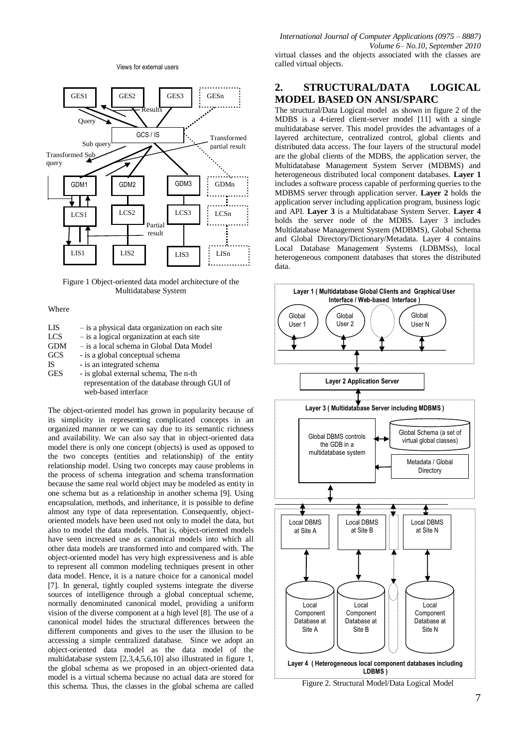Figure 1 Object-oriented data model architecture of the Multidatabase System

Where

- LIS – is a physical data organization on each site
- LCS – is a logical organization at each site
- GDM – is a local schema in Global Data Model
- GCS - is a global conceptual schema
- IS - is an integrated schema
- GES - is global external schema, The n-th representation of the database through GUI of web-based interface

The object-oriented model has grown in popularity because of its simplicity in representing complicated concepts in an organized manner or we can say due to its semantic richness and availability. We can also say that in object-oriented data model there is only one concept (objects) is used as opposed to the two concepts (entities and relationship) of the entity relationship model. Using two concepts may cause problems in the process of schema integration and schema transformation because the same real world object may be modeled as entity in one schema but as a relationship in another schema [9]. Using encapsulation, methods, and inheritance, it is possible to define almost any type of data representation. Consequently, object-oriented models have been used not only to model the data, but also to model the data models. That is, object-oriented models have seen increased use as canonical models into which all other data models are transformed into and compared with. The object-oriented model has very high expressiveness and is able to represent all common modeling techniques present in other data model. Hence, it is a nature choice for a canonical model [7]. In general, tightly coupled systems integrate the diverse sources of intelligence through a global conceptual scheme, normally denominated canonical model, providing a uniform vision of the diverse component at a high level [8]. The use of a canonical model hides the structural differences between the different components and gives to the user the illusion to be accessing a simple centralized database. Since we adopt an object-oriented data model as the data model of the multidatabase system [2,3,4,5,6,10] also illustrated in figure 1, the global schema as we proposed in an object-oriented data model is a virtual schema because no actual data are stored for this schema. Thus, the classes in the global schema are called virtual classes and the objects associated with the classes are called virtual objects.

## 2. STRUCTURAL/DATA LOGICAL MODEL BASED ON ANSI/SPARC

The structural/Data Logical model as shown in figure 2 of the MDBS is a 4-tiered client-server model [11] with a single multidatabase server. This model provides the advantages of a layered architecture, centralized control, global clients and distributed data access. The four layers of the structural model are the global clients of the MDBS, the application server, the Multidatabase Management System Server (MDBMS) and heterogeneous distributed local component databases. **Layer 1** includes a software process capable of performing queries to the MDBMS server through application server. **Layer 2** holds the application server including application program, business logic and API. **Layer 3** is a Multidatabase System Server. **Layer 4** holds the server node of the MDBS. Layer 3 includes Multidatabase Management System (MDBMS), Global Schema and Global Directory/Dictionary/Metadata. Layer 4 contains Local Database Management Systems (LDBMSs), local heterogeneous component databases that stores the distributed data.

Figure 2. Structural Model/Data Logical Model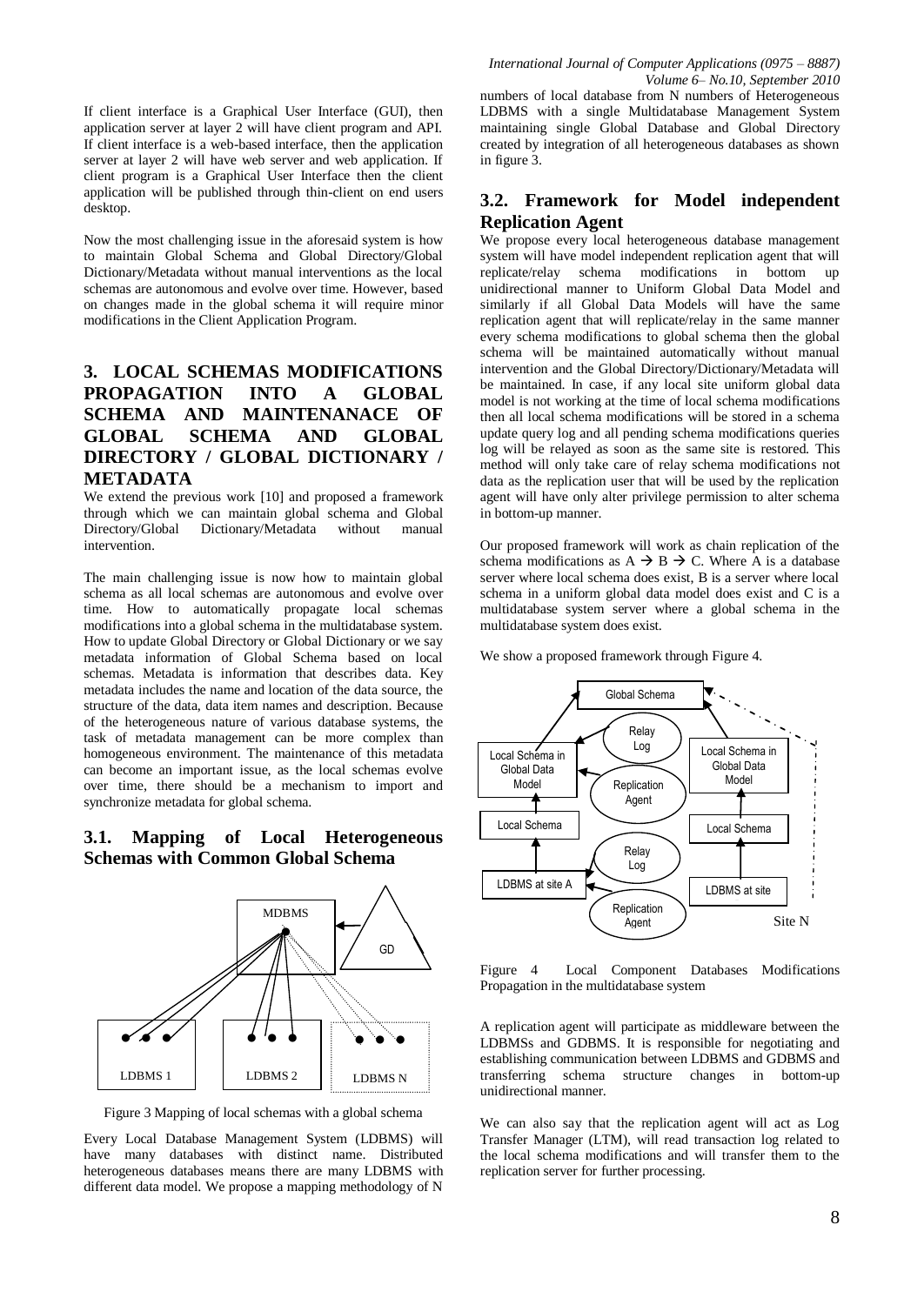If client interface is a Graphical User Interface (GUI), then application server at layer 2 will have client program and API. If client interface is a web-based interface, then the application server at layer 2 will have web server and web application. If client program is a Graphical User Interface then the client application will be published through thin-client on end users desktop.

Now the most challenging issue in the aforesaid system is how to maintain Global Schema and Global Directory/Global Dictionary/Metadata without manual interventions as the local schemas are autonomous and evolve over time. However, based on changes made in the global schema it will require minor modifications in the Client Application Program.

# 3. LOCAL SCHEMAS MODIFICATIONS PROPAGATION INTO A GLOBAL SCHEMA AND MAINTENANACE OF GLOBAL SCHEMA AND GLOBAL DIRECTORY / GLOBAL DICTIONARY / METADATA

We extend the previous work [10] and proposed a framework through which we can maintain global schema and Global Directory/Global Dictionary/Metadata without manual intervention.

The main challenging issue is now how to maintain global schema as all local schemas are autonomous and evolve over time. How to automatically propagate local schemas modifications into a global schema in the multidatabase system. How to update Global Directory or Global Dictionary or we say metadata information of Global Schema based on local schemas. Metadata is information that describes data. Key metadata includes the name and location of the data source, the structure of the data, data item names and description. Because of the heterogeneous nature of various database systems, the task of metadata management can be more complex than homogeneous environment. The maintenance of this metadata can become an important issue, as the local schemas evolve over time, there should be a mechanism to import and synchronize metadata for global schema.

## 3.1. Mapping of Local Heterogeneous Schemas with Common Global Schema

Figure 3 Mapping of local schemas with a global schema

Every Local Database Management System (LDBMS) will have many databases with distinct name. Distributed heterogeneous databases means there are many LDBMS with different data model. We propose a mapping methodology of N numbers of local database from N numbers of Heterogeneous LDBMS with a single Multidatabase Management System maintaining single Global Database and Global Directory created by integration of all heterogeneous databases as shown in figure 3.

## 3.2. Framework for Model independent Replication Agent

We propose every local heterogeneous database management system will have model independent replication agent that will replicate/relay schema modifications in bottom up unidirectional manner to Uniform Global Data Model and similarly if all Global Data Models will have the same replication agent that will replicate/relay in the same manner every schema modifications to global schema then the global schema will be maintained automatically without manual intervention and the Global Directory/Dictionary/Metadata will be maintained. In case, if any local site uniform global data model is not working at the time of local schema modifications then all local schema modifications will be stored in a schema update query log and all pending schema modifications queries log will be relayed as soon as the same site is restored. This method will only take care of relay schema modifications not data as the replication user that will be used by the replication agent will have only alter privilege permission to alter schema in bottom-up manner.

Our proposed framework will work as chain replication of the schema modifications as A → B → C. Where A is a database server where local schema does exist, B is a server where local schema in a uniform global data model does exist and C is a multidatabase system server where a global schema in the multidatabase system does exist.

We show a proposed framework through Figure 4.

Figure 4 Local Component Databases Modifications Propagation in the multidatabase system

A replication agent will participate as middleware between the LDBMSs and GDBMS. It is responsible for negotiating and establishing communication between LDBMS and GDBMS and transferring schema structure changes in bottom-up unidirectional manner.

We can also say that the replication agent will act as Log Transfer Manager (LTM), will read transaction log related to the local schema modifications and will transfer them to the replication server for further processing.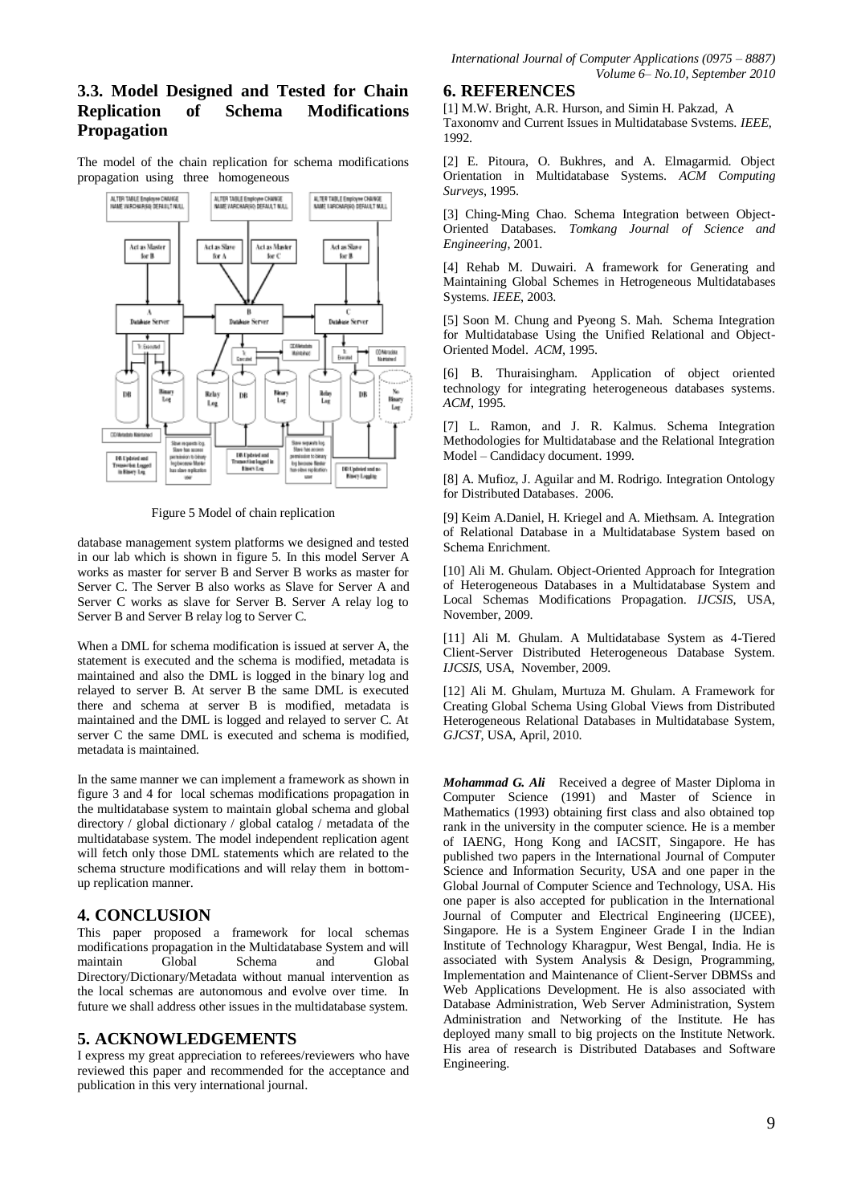### 3.3. Model Designed and Tested for Chain Replication of Schema Modifications Propagation

The model of the chain replication for schema modifications propagation using three homogeneous

Figure 5 Model of chain replication

database management system platforms we designed and tested in our lab which is shown in figure 5. In this model Server A works as master for server B and Server B works as master for Server C. The Server B also works as Slave for Server A and Server C works as slave for Server B. Server A relay log to Server B and Server B relay log to Server C.

When a DML for schema modification is issued at server A, the statement is executed and the schema is modified, metadata is maintained and also the DML is logged in the binary log and relayed to server B. At server B the same DML is executed there and schema at server B is modified, metadata is maintained and the DML is logged and relayed to server C. At server C the same DML is executed and schema is modified, metadata is maintained.

In the same manner we can implement a framework as shown in figure 3 and 4 for local schemas modifications propagation in the multidatabase system to maintain global schema and global directory / global dictionary / global catalog / metadata of the multidatabase system. The model independent replication agent will fetch only those DML statements which are related to the schema structure modifications and will relay them in bottom-up replication manner.

## 4. CONCLUSION

This paper proposed a framework for local schemas modifications propagation in the Multidatabase System and will maintain Global Schema and Global Directory/Dictionary/Metadata without manual intervention as the local schemas are autonomous and evolve over time. In future we shall address other issues in the multidatabase system.

## 5. ACKNOWLEDGEMENTS

I express my great appreciation to referees/reviewers who have reviewed this paper and recommended for the acceptance and publication in this very international journal.

## 6. REFERENCES

[1] M.W. Bright, A.R. Hurson, and Simin H. Pakzad, A Taxonomy and Current Issues in Multidatabase Systems. *IEEE*, 1992.

[2] E. Pitoura, O. Bukhres, and A. Elmagarmid. Object Orientation in Multidatabase Systems. *ACM Computing Surveys*, 1995.

[3] Ching-Ming Chao. Schema Integration between Object-Oriented Databases. *Tomkang Journal of Science and Engineering*, 2001.

[4] Rehab M. Duwairi. A framework for Generating and Maintaining Global Schemes in Hetrogeneous Multidatabases Systems. *IEEE*, 2003.

[5] Soon M. Chung and Pyeong S. Mah. Schema Integration for Multidatabase Using the Unified Relational and Object-Oriented Model. *ACM*, 1995.

[6] B. Thuraisingham. Application of object oriented technology for integrating heterogeneous databases systems. *ACM*, 1995.

[7] L. Ramon, and J. R. Kalmus. Schema Integration Methodologies for Multidatabase and the Relational Integration Model – Candidacy document. 1999.

[8] A. Mufioz, J. Aguilar and M. Rodrigo. Integration Ontology for Distributed Databases. 2006.

[9] Keim A.Daniel, H. Kriegel and A. Miethsam. A. Integration of Relational Database in a Multidatabase System based on Schema Enrichment.

[10] Ali M. Ghulam. Object-Oriented Approach for Integration of Heterogeneous Databases in a Multidatabase System and Local Schemas Modifications Propagation. *IJCSIS*, USA, November, 2009.

[11] Ali M. Ghulam. A Multidatabase System as 4-Tiered Client-Server Distributed Heterogeneous Database System. *IJCSIS*, USA, November, 2009.

[12] Ali M. Ghulam, Murtuza M. Ghulam. A Framework for Creating Global Schema Using Global Views from Distributed Heterogeneous Relational Databases in Multidatabase System, *GJCST*, USA, April, 2010.

***Mohammad G. Ali*** Received a degree of Master Diploma in Computer Science (1991) and Master of Science in Mathematics (1993) obtaining first class and also obtained top rank in the university in the computer science. He is a member of IAENG, Hong Kong and IACSIT, Singapore. He has published two papers in the International Journal of Computer Science and Information Security, USA and one paper in the Global Journal of Computer Science and Technology, USA. His one paper is also accepted for publication in the International Journal of Computer and Electrical Engineering (IJCEE), Singapore. He is a System Engineer Grade I in the Indian Institute of Technology Kharagpur, West Bengal, India. He is associated with System Analysis & Design, Programming, Implementation and Maintenance of Client-Server DBMSs and Web Applications Development. He is also associated with Database Administration, Web Server Administration, System Administration and Networking of the Institute. He has deployed many small to big projects on the Institute Network. His area of research is Distributed Databases and Software Engineering.